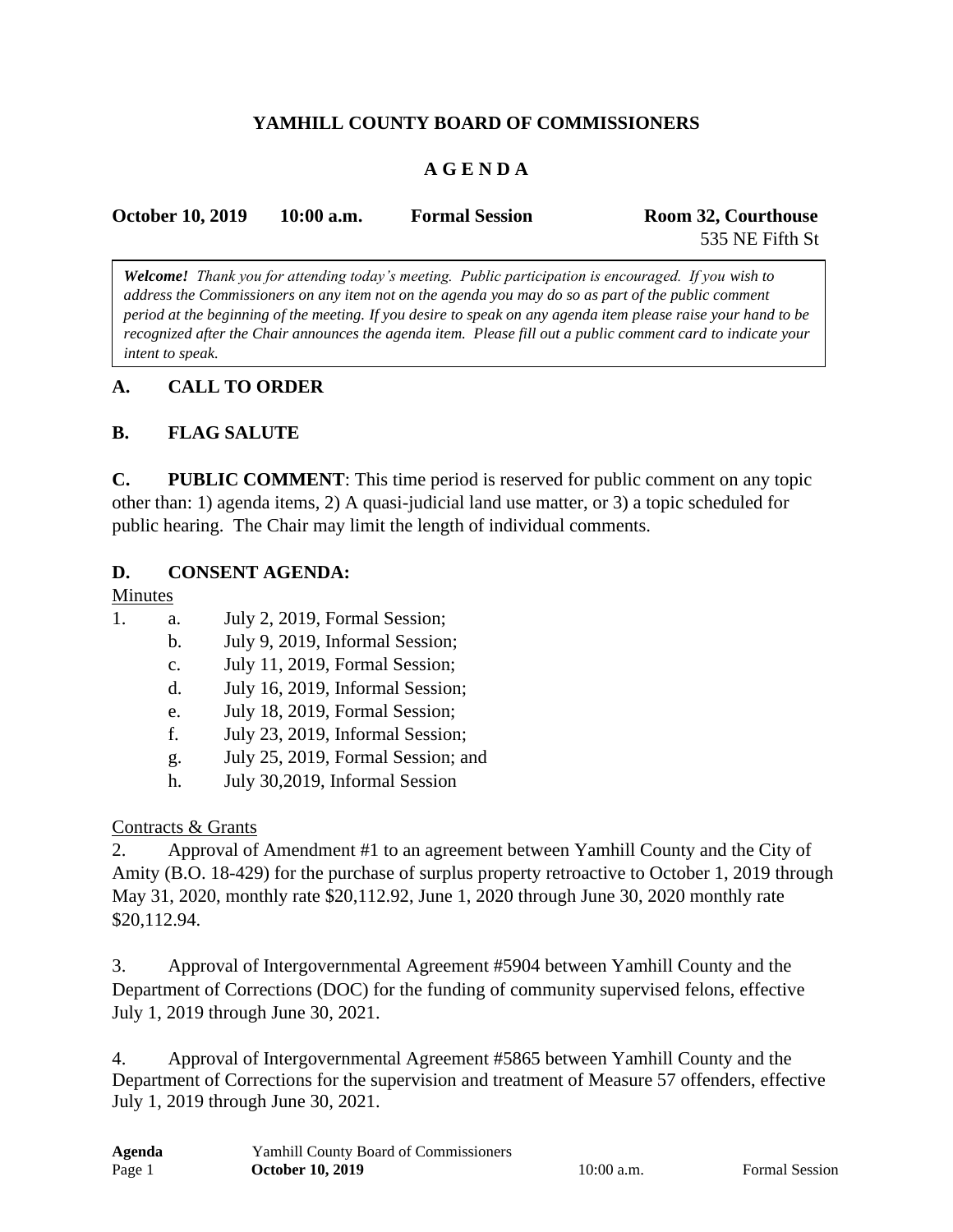# YAMHILL COUNTY BOARD OF COMMISSIONERS

## A G E N D A

**October 10, 2019** **10:00 a.m.** **Formal Session** **Room 32, Courthouse**
535 NE Fifth St

***Welcome!*** *Thank you for attending today's meeting. Public participation is encouraged. If you wish to address the Commissioners on any item not on the agenda you may do so as part of the public comment period at the beginning of the meeting. If you desire to speak on any agenda item please raise your hand to be recognized after the Chair announces the agenda item. Please fill out a public comment card to indicate your intent to speak.*

### A. CALL TO ORDER

### B. FLAG SALUTE

**C. PUBLIC COMMENT**: This time period is reserved for public comment on any topic other than: 1) agenda items, 2) A quasi-judicial land use matter, or 3) a topic scheduled for public hearing. The Chair may limit the length of individual comments.

### D. CONSENT AGENDA:

Minutes

1. a. July 2, 2019, Formal Session;
   b. July 9, 2019, Informal Session;
   c. July 11, 2019, Formal Session;
   d. July 16, 2019, Informal Session;
   e. July 18, 2019, Formal Session;
   f. July 23, 2019, Informal Session;
   g. July 25, 2019, Formal Session; and
   h. July 30,2019, Informal Session

Contracts & Grants

2. Approval of Amendment #1 to an agreement between Yamhill County and the City of Amity (B.O. 18-429) for the purchase of surplus property retroactive to October 1, 2019 through May 31, 2020, monthly rate $20,112.92, June 1, 2020 through June 30, 2020 monthly rate $20,112.94.

3. Approval of Intergovernmental Agreement #5904 between Yamhill County and the Department of Corrections (DOC) for the funding of community supervised felons, effective July 1, 2019 through June 30, 2021.

4. Approval of Intergovernmental Agreement #5865 between Yamhill County and the Department of Corrections for the supervision and treatment of Measure 57 offenders, effective July 1, 2019 through June 30, 2021.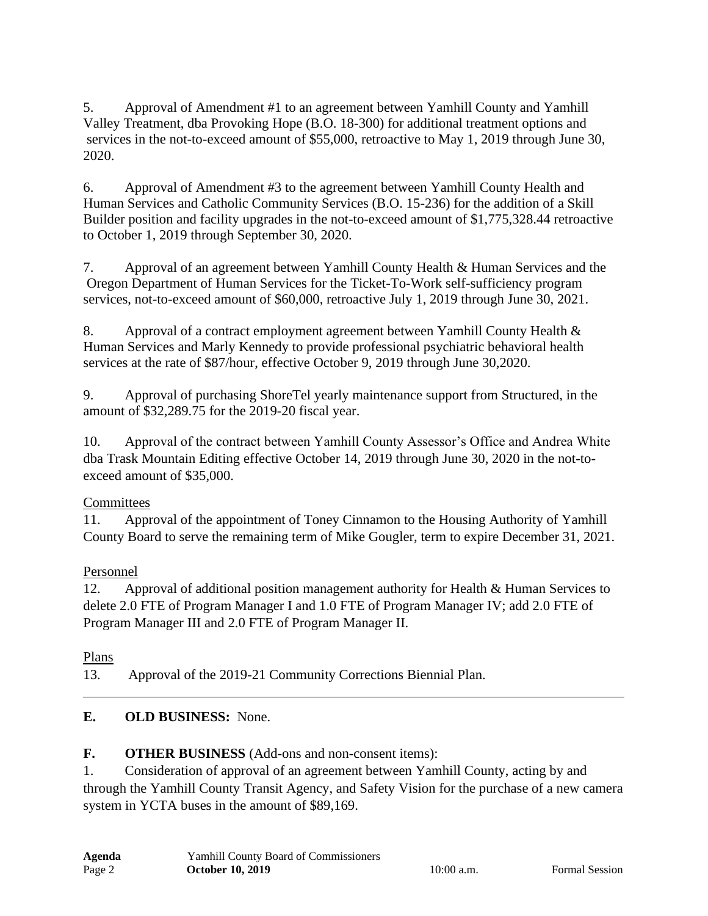5. Approval of Amendment #1 to an agreement between Yamhill County and Yamhill Valley Treatment, dba Provoking Hope (B.O. 18-300) for additional treatment options and services in the not-to-exceed amount of $55,000, retroactive to May 1, 2019 through June 30, 2020.

6. Approval of Amendment #3 to the agreement between Yamhill County Health and Human Services and Catholic Community Services (B.O. 15-236) for the addition of a Skill Builder position and facility upgrades in the not-to-exceed amount of $1,775,328.44 retroactive to October 1, 2019 through September 30, 2020.

7. Approval of an agreement between Yamhill County Health & Human Services and the Oregon Department of Human Services for the Ticket-To-Work self-sufficiency program services, not-to-exceed amount of $60,000, retroactive July 1, 2019 through June 30, 2021.

8. Approval of a contract employment agreement between Yamhill County Health & Human Services and Marly Kennedy to provide professional psychiatric behavioral health services at the rate of $87/hour, effective October 9, 2019 through June 30,2020.

9. Approval of purchasing ShoreTel yearly maintenance support from Structured, in the amount of $32,289.75 for the 2019-20 fiscal year.

10. Approval of the contract between Yamhill County Assessor's Office and Andrea White dba Trask Mountain Editing effective October 14, 2019 through June 30, 2020 in the not-to-exceed amount of $35,000.

Committees

11. Approval of the appointment of Toney Cinnamon to the Housing Authority of Yamhill County Board to serve the remaining term of Mike Gougler, term to expire December 31, 2021.

Personnel

12. Approval of additional position management authority for Health & Human Services to delete 2.0 FTE of Program Manager I and 1.0 FTE of Program Manager IV; add 2.0 FTE of Program Manager III and 2.0 FTE of Program Manager II.

Plans

13. Approval of the 2019-21 Community Corrections Biennial Plan.

---

**E. OLD BUSINESS:** None.

**F. OTHER BUSINESS** (Add-ons and non-consent items):

1. Consideration of approval of an agreement between Yamhill County, acting by and through the Yamhill County Transit Agency, and Safety Vision for the purchase of a new camera system in YCTA buses in the amount of $89,169.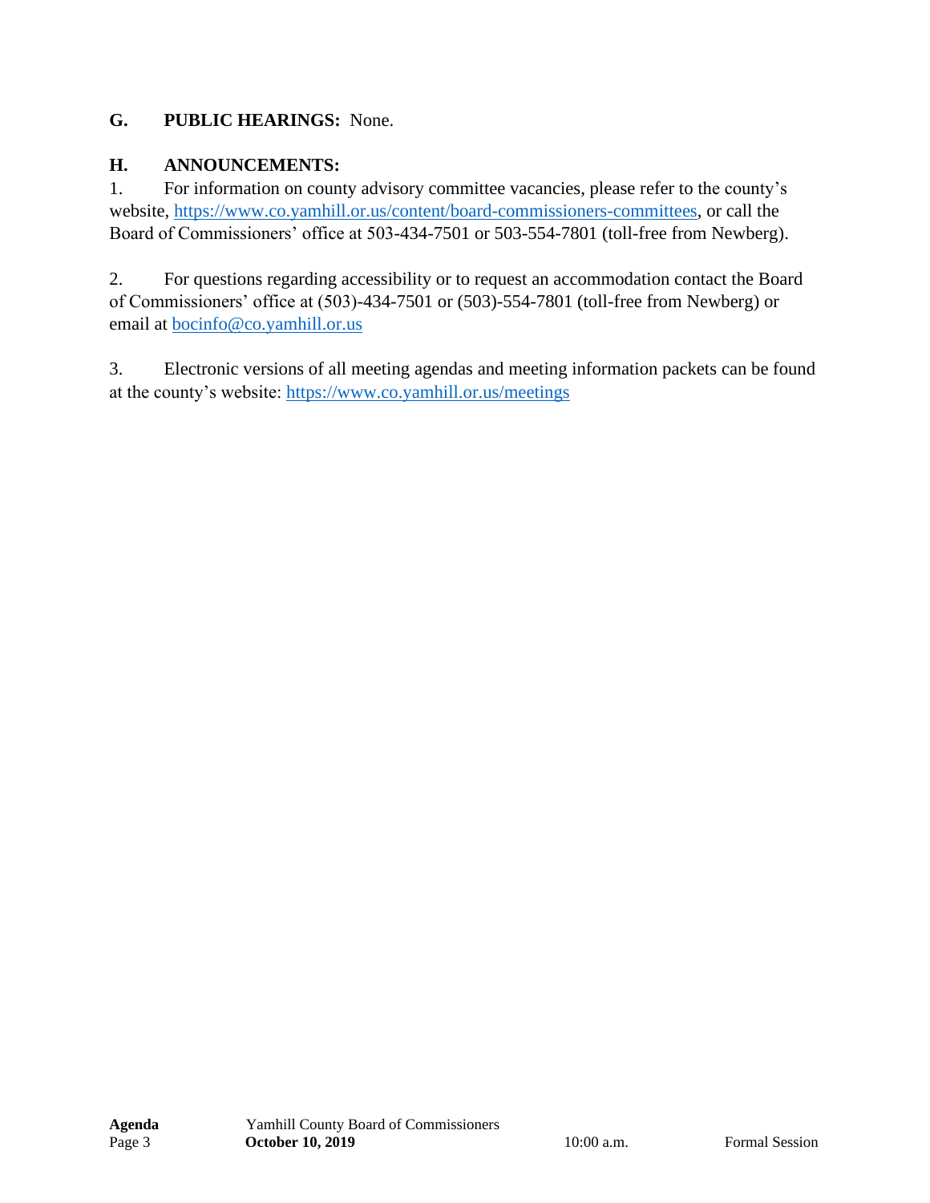**G. PUBLIC HEARINGS:** None.

**H. ANNOUNCEMENTS:**

1. For information on county advisory committee vacancies, please refer to the county's website, https://www.co.yamhill.or.us/content/board-commissioners-committees, or call the Board of Commissioners' office at 503-434-7501 or 503-554-7801 (toll-free from Newberg).

2. For questions regarding accessibility or to request an accommodation contact the Board of Commissioners' office at (503)-434-7501 or (503)-554-7801 (toll-free from Newberg) or email at bocinfo@co.yamhill.or.us

3. Electronic versions of all meeting agendas and meeting information packets can be found at the county's website: https://www.co.yamhill.or.us/meetings